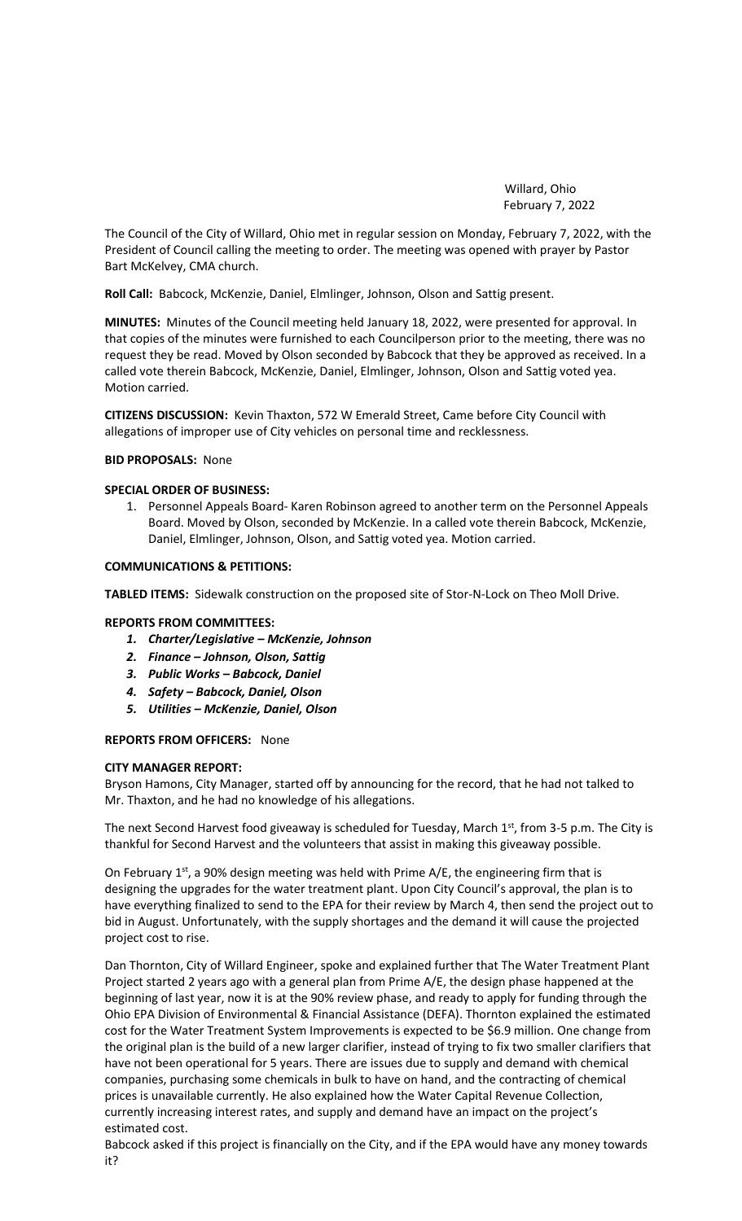Willard, Ohio
February 7, 2022

The Council of the City of Willard, Ohio met in regular session on Monday, February 7, 2022, with the President of Council calling the meeting to order. The meeting was opened with prayer by Pastor Bart McKelvey, CMA church.

**Roll Call:** Babcock, McKenzie, Daniel, Elmlinger, Johnson, Olson and Sattig present.

**MINUTES:** Minutes of the Council meeting held January 18, 2022, were presented for approval. In that copies of the minutes were furnished to each Councilperson prior to the meeting, there was no request they be read. Moved by Olson seconded by Babcock that they be approved as received. In a called vote therein Babcock, McKenzie, Daniel, Elmlinger, Johnson, Olson and Sattig voted yea. Motion carried.

**CITIZENS DISCUSSION:** Kevin Thaxton, 572 W Emerald Street, Came before City Council with allegations of improper use of City vehicles on personal time and recklessness.

**BID PROPOSALS:** None

**SPECIAL ORDER OF BUSINESS:**

1. Personnel Appeals Board- Karen Robinson agreed to another term on the Personnel Appeals Board. Moved by Olson, seconded by McKenzie. In a called vote therein Babcock, McKenzie, Daniel, Elmlinger, Johnson, Olson, and Sattig voted yea. Motion carried.

**COMMUNICATIONS & PETITIONS:**

**TABLED ITEMS:** Sidewalk construction on the proposed site of Stor-N-Lock on Theo Moll Drive.

**REPORTS FROM COMMITTEES:**

1. ***Charter/Legislative – McKenzie, Johnson***
2. ***Finance – Johnson, Olson, Sattig***
3. ***Public Works – Babcock, Daniel***
4. ***Safety – Babcock, Daniel, Olson***
5. ***Utilities – McKenzie, Daniel, Olson***

**REPORTS FROM OFFICERS:** None

**CITY MANAGER REPORT:**

Bryson Hamons, City Manager, started off by announcing for the record, that he had not talked to Mr. Thaxton, and he had no knowledge of his allegations.

The next Second Harvest food giveaway is scheduled for Tuesday, March 1st, from 3-5 p.m. The City is thankful for Second Harvest and the volunteers that assist in making this giveaway possible.

On February 1st, a 90% design meeting was held with Prime A/E, the engineering firm that is designing the upgrades for the water treatment plant. Upon City Council's approval, the plan is to have everything finalized to send to the EPA for their review by March 4, then send the project out to bid in August. Unfortunately, with the supply shortages and the demand it will cause the projected project cost to rise.

Dan Thornton, City of Willard Engineer, spoke and explained further that The Water Treatment Plant Project started 2 years ago with a general plan from Prime A/E, the design phase happened at the beginning of last year, now it is at the 90% review phase, and ready to apply for funding through the Ohio EPA Division of Environmental & Financial Assistance (DEFA). Thornton explained the estimated cost for the Water Treatment System Improvements is expected to be \$6.9 million. One change from the original plan is the build of a new larger clarifier, instead of trying to fix two smaller clarifiers that have not been operational for 5 years. There are issues due to supply and demand with chemical companies, purchasing some chemicals in bulk to have on hand, and the contracting of chemical prices is unavailable currently. He also explained how the Water Capital Revenue Collection, currently increasing interest rates, and supply and demand have an impact on the project's estimated cost.

Babcock asked if this project is financially on the City, and if the EPA would have any money towards it?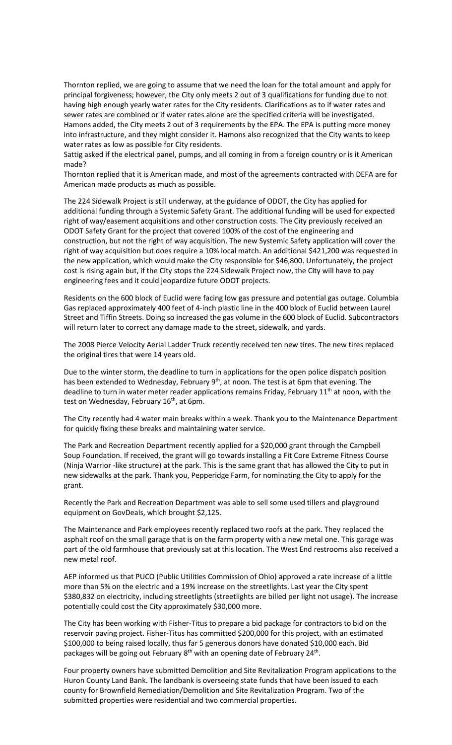Thornton replied, we are going to assume that we need the loan for the total amount and apply for principal forgiveness; however, the City only meets 2 out of 3 qualifications for funding due to not having high enough yearly water rates for the City residents. Clarifications as to if water rates and sewer rates are combined or if water rates alone are the specified criteria will be investigated. Hamons added, the City meets 2 out of 3 requirements by the EPA. The EPA is putting more money into infrastructure, and they might consider it. Hamons also recognized that the City wants to keep water rates as low as possible for City residents.

Sattig asked if the electrical panel, pumps, and all coming in from a foreign country or is it American made?

Thornton replied that it is American made, and most of the agreements contracted with DEFA are for American made products as much as possible.

The 224 Sidewalk Project is still underway, at the guidance of ODOT, the City has applied for additional funding through a Systemic Safety Grant. The additional funding will be used for expected right of way/easement acquisitions and other construction costs. The City previously received an ODOT Safety Grant for the project that covered 100% of the cost of the engineering and construction, but not the right of way acquisition. The new Systemic Safety application will cover the right of way acquisition but does require a 10% local match. An additional $421,200 was requested in the new application, which would make the City responsible for $46,800. Unfortunately, the project cost is rising again but, if the City stops the 224 Sidewalk Project now, the City will have to pay engineering fees and it could jeopardize future ODOT projects.

Residents on the 600 block of Euclid were facing low gas pressure and potential gas outage. Columbia Gas replaced approximately 400 feet of 4-inch plastic line in the 400 block of Euclid between Laurel Street and Tiffin Streets. Doing so increased the gas volume in the 600 block of Euclid. Subcontractors will return later to correct any damage made to the street, sidewalk, and yards.

The 2008 Pierce Velocity Aerial Ladder Truck recently received ten new tires. The new tires replaced the original tires that were 14 years old.

Due to the winter storm, the deadline to turn in applications for the open police dispatch position has been extended to Wednesday, February 9th, at noon. The test is at 6pm that evening. The deadline to turn in water meter reader applications remains Friday, February 11th at noon, with the test on Wednesday, February 16th, at 6pm.

The City recently had 4 water main breaks within a week. Thank you to the Maintenance Department for quickly fixing these breaks and maintaining water service.

The Park and Recreation Department recently applied for a $20,000 grant through the Campbell Soup Foundation. If received, the grant will go towards installing a Fit Core Extreme Fitness Course (Ninja Warrior -like structure) at the park. This is the same grant that has allowed the City to put in new sidewalks at the park. Thank you, Pepperidge Farm, for nominating the City to apply for the grant.

Recently the Park and Recreation Department was able to sell some used tillers and playground equipment on GovDeals, which brought $2,125.

The Maintenance and Park employees recently replaced two roofs at the park. They replaced the asphalt roof on the small garage that is on the farm property with a new metal one. This garage was part of the old farmhouse that previously sat at this location. The West End restrooms also received a new metal roof.

AEP informed us that PUCO (Public Utilities Commission of Ohio) approved a rate increase of a little more than 5% on the electric and a 19% increase on the streetlights. Last year the City spent $380,832 on electricity, including streetlights (streetlights are billed per light not usage). The increase potentially could cost the City approximately $30,000 more.

The City has been working with Fisher-Titus to prepare a bid package for contractors to bid on the reservoir paving project. Fisher-Titus has committed $200,000 for this project, with an estimated $100,000 to being raised locally, thus far 5 generous donors have donated $10,000 each. Bid packages will be going out February 8th with an opening date of February 24th.

Four property owners have submitted Demolition and Site Revitalization Program applications to the Huron County Land Bank. The landbank is overseeing state funds that have been issued to each county for Brownfield Remediation/Demolition and Site Revitalization Program. Two of the submitted properties were residential and two commercial properties.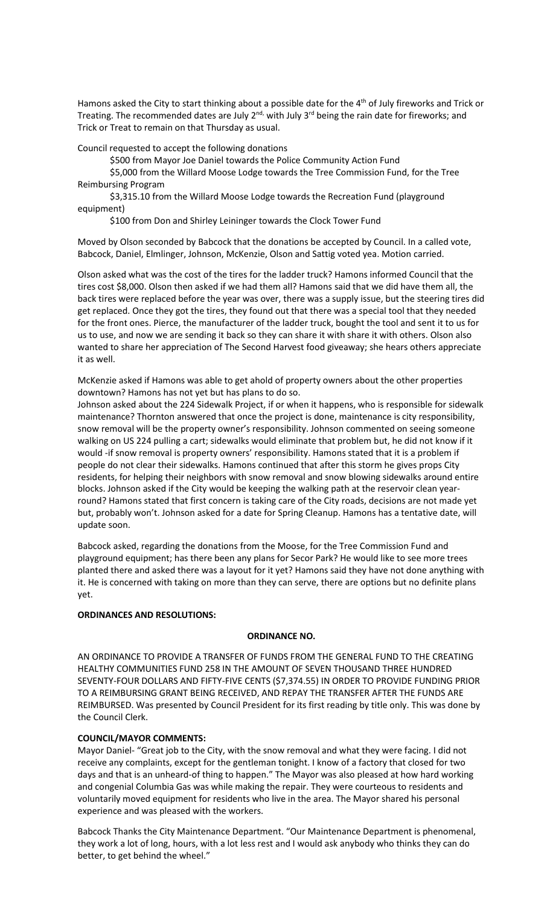Hamons asked the City to start thinking about a possible date for the 4th of July fireworks and Trick or Treating. The recommended dates are July 2nd, with July 3rd being the rain date for fireworks; and Trick or Treat to remain on that Thursday as usual.

Council requested to accept the following donations

$500 from Mayor Joe Daniel towards the Police Community Action Fund

$5,000 from the Willard Moose Lodge towards the Tree Commission Fund, for the Tree Reimbursing Program

$3,315.10 from the Willard Moose Lodge towards the Recreation Fund (playground equipment)

$100 from Don and Shirley Leininger towards the Clock Tower Fund

Moved by Olson seconded by Babcock that the donations be accepted by Council. In a called vote, Babcock, Daniel, Elmlinger, Johnson, McKenzie, Olson and Sattig voted yea. Motion carried.

Olson asked what was the cost of the tires for the ladder truck? Hamons informed Council that the tires cost $8,000. Olson then asked if we had them all? Hamons said that we did have them all, the back tires were replaced before the year was over, there was a supply issue, but the steering tires did get replaced. Once they got the tires, they found out that there was a special tool that they needed for the front ones. Pierce, the manufacturer of the ladder truck, bought the tool and sent it to us for us to use, and now we are sending it back so they can share it with share it with others. Olson also wanted to share her appreciation of The Second Harvest food giveaway; she hears others appreciate it as well.

McKenzie asked if Hamons was able to get ahold of property owners about the other properties downtown? Hamons has not yet but has plans to do so.

Johnson asked about the 224 Sidewalk Project, if or when it happens, who is responsible for sidewalk maintenance? Thornton answered that once the project is done, maintenance is city responsibility, snow removal will be the property owner's responsibility. Johnson commented on seeing someone walking on US 224 pulling a cart; sidewalks would eliminate that problem but, he did not know if it would -if snow removal is property owners' responsibility. Hamons stated that it is a problem if people do not clear their sidewalks. Hamons continued that after this storm he gives props City residents, for helping their neighbors with snow removal and snow blowing sidewalks around entire blocks. Johnson asked if the City would be keeping the walking path at the reservoir clean year-round? Hamons stated that first concern is taking care of the City roads, decisions are not made yet but, probably won't. Johnson asked for a date for Spring Cleanup. Hamons has a tentative date, will update soon.

Babcock asked, regarding the donations from the Moose, for the Tree Commission Fund and playground equipment; has there been any plans for Secor Park? He would like to see more trees planted there and asked there was a layout for it yet? Hamons said they have not done anything with it. He is concerned with taking on more than they can serve, there are options but no definite plans yet.

**ORDINANCES AND RESOLUTIONS:**

**ORDINANCE NO.**

AN ORDINANCE TO PROVIDE A TRANSFER OF FUNDS FROM THE GENERAL FUND TO THE CREATING HEALTHY COMMUNITIES FUND 258 IN THE AMOUNT OF SEVEN THOUSAND THREE HUNDRED SEVENTY-FOUR DOLLARS AND FIFTY-FIVE CENTS ($7,374.55) IN ORDER TO PROVIDE FUNDING PRIOR TO A REIMBURSING GRANT BEING RECEIVED, AND REPAY THE TRANSFER AFTER THE FUNDS ARE REIMBURSED. Was presented by Council President for its first reading by title only. This was done by the Council Clerk.

**COUNCIL/MAYOR COMMENTS:**

Mayor Daniel- "Great job to the City, with the snow removal and what they were facing. I did not receive any complaints, except for the gentleman tonight. I know of a factory that closed for two days and that is an unheard-of thing to happen." The Mayor was also pleased at how hard working and congenial Columbia Gas was while making the repair. They were courteous to residents and voluntarily moved equipment for residents who live in the area. The Mayor shared his personal experience and was pleased with the workers.

Babcock Thanks the City Maintenance Department. "Our Maintenance Department is phenomenal, they work a lot of long, hours, with a lot less rest and I would ask anybody who thinks they can do better, to get behind the wheel."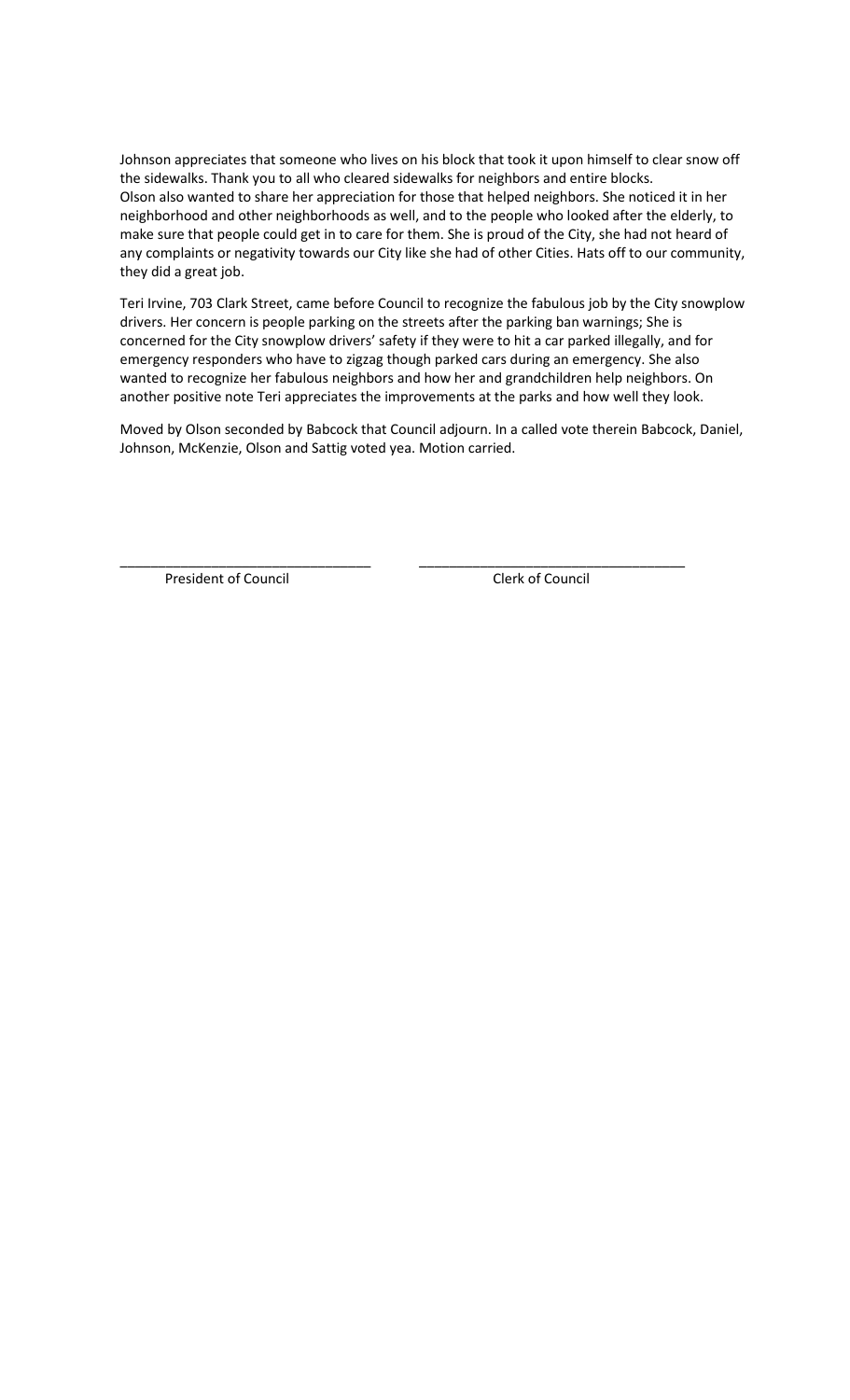Johnson appreciates that someone who lives on his block that took it upon himself to clear snow off the sidewalks. Thank you to all who cleared sidewalks for neighbors and entire blocks.
Olson also wanted to share her appreciation for those that helped neighbors. She noticed it in her neighborhood and other neighborhoods as well, and to the people who looked after the elderly, to make sure that people could get in to care for them. She is proud of the City, she had not heard of any complaints or negativity towards our City like she had of other Cities. Hats off to our community, they did a great job.

Teri Irvine, 703 Clark Street, came before Council to recognize the fabulous job by the City snowplow drivers. Her concern is people parking on the streets after the parking ban warnings; She is concerned for the City snowplow drivers' safety if they were to hit a car parked illegally, and for emergency responders who have to zigzag though parked cars during an emergency. She also wanted to recognize her fabulous neighbors and how her and grandchildren help neighbors. On another positive note Teri appreciates the improvements at the parks and how well they look.

Moved by Olson seconded by Babcock that Council adjourn. In a called vote therein Babcock, Daniel, Johnson, McKenzie, Olson and Sattig voted yea. Motion carried.

\_\_\_\_\_\_\_\_\_\_\_\_\_\_\_\_\_\_\_\_\_\_\_\_\_\_\_\_\_\_\_\_ \_\_\_\_\_\_\_\_\_\_\_\_\_\_\_\_\_\_\_\_\_\_\_\_\_\_\_\_\_\_\_\_

President of Council Clerk of Council